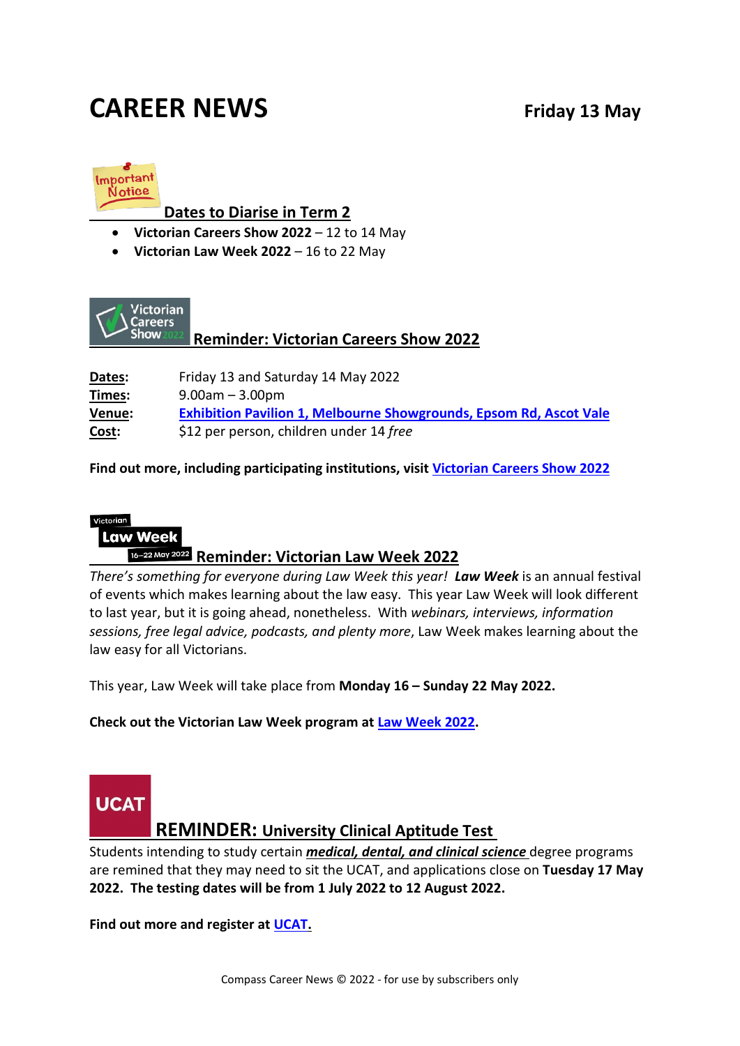# CAREER NEWS

**Friday 13 May**

## Dates to Diarise in Term 2

- **Victorian Careers Show 2022** – 12 to 14 May
- **Victorian Law Week 2022** – 16 to 22 May

## Reminder: Victorian Careers Show 2022

**Dates:** Friday 13 and Saturday 14 May 2022
**Times:** 9.00am – 3.00pm
**Venue:** **Exhibition Pavilion 1, Melbourne Showgrounds, Epsom Rd, Ascot Vale**
**Cost:** $12 per person, children under 14 *free*

**Find out more, including participating institutions, visit Victorian Careers Show 2022**

## Reminder: Victorian Law Week 2022

*There's something for everyone during Law Week this year!* ***Law Week*** is an annual festival of events which makes learning about the law easy. This year Law Week will look different to last year, but it is going ahead, nonetheless. With *webinars, interviews, information sessions, free legal advice, podcasts, and plenty more*, Law Week makes learning about the law easy for all Victorians.

This year, Law Week will take place from **Monday 16 – Sunday 22 May 2022.**

**Check out the Victorian Law Week program at Law Week 2022.**

## REMINDER: University Clinical Aptitude Test

Students intending to study certain ***medical, dental, and clinical science*** degree programs are remined that they may need to sit the UCAT, and applications close on **Tuesday 17 May 2022. The testing dates will be from 1 July 2022 to 12 August 2022.**

**Find out more and register at UCAT.**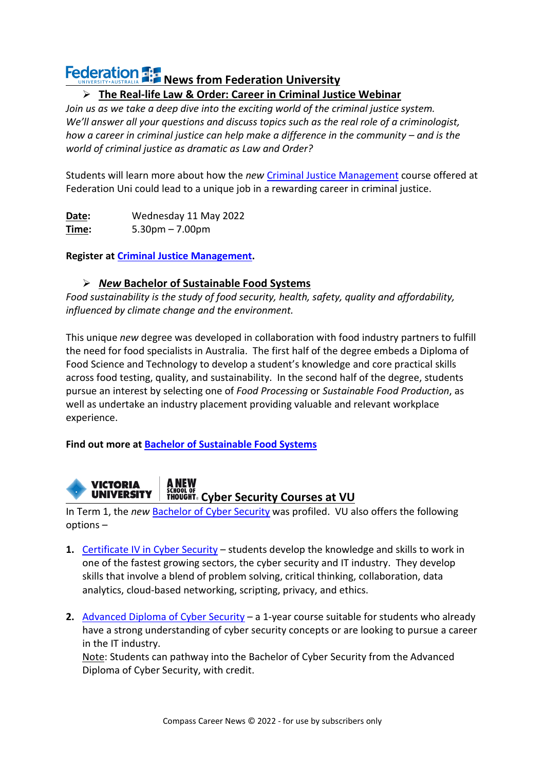## News from Federation University

### The Real-life Law & Order: Career in Criminal Justice Webinar

*Join us as we take a deep dive into the exciting world of the criminal justice system. We'll answer all your questions and discuss topics such as the real role of a criminologist, how a career in criminal justice can help make a difference in the community – and is the world of criminal justice as dramatic as Law and Order?*

Students will learn more about how the *new* Criminal Justice Management course offered at Federation Uni could lead to a unique job in a rewarding career in criminal justice.

**Date:** Wednesday 11 May 2022
**Time:** 5.30pm – 7.00pm

**Register at Criminal Justice Management.**

### *New* Bachelor of Sustainable Food Systems

*Food sustainability is the study of food security, health, safety, quality and affordability, influenced by climate change and the environment.*

This unique *new* degree was developed in collaboration with food industry partners to fulfill the need for food specialists in Australia. The first half of the degree embeds a Diploma of Food Science and Technology to develop a student's knowledge and core practical skills across food testing, quality, and sustainability. In the second half of the degree, students pursue an interest by selecting one of *Food Processing* or *Sustainable Food Production*, as well as undertake an industry placement providing valuable and relevant workplace experience.

**Find out more at Bachelor of Sustainable Food Systems**

## Cyber Security Courses at VU

In Term 1, the *new* Bachelor of Cyber Security was profiled. VU also offers the following options –

1. Certificate IV in Cyber Security – students develop the knowledge and skills to work in one of the fastest growing sectors, the cyber security and IT industry. They develop skills that involve a blend of problem solving, critical thinking, collaboration, data analytics, cloud-based networking, scripting, privacy, and ethics.

2. Advanced Diploma of Cyber Security – a 1-year course suitable for students who already have a strong understanding of cyber security concepts or are looking to pursue a career in the IT industry.
   Note: Students can pathway into the Bachelor of Cyber Security from the Advanced Diploma of Cyber Security, with credit.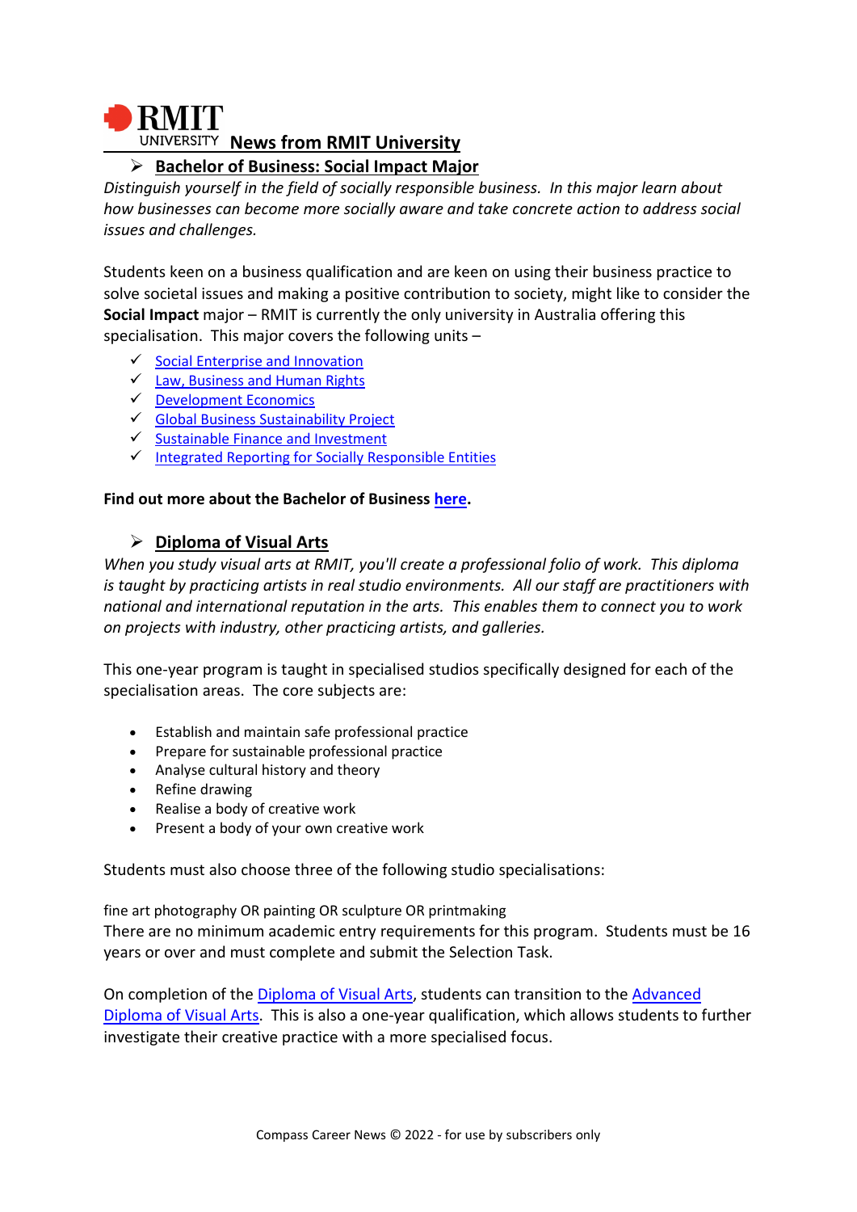# RMIT UNIVERSITY News from RMIT University

## Bachelor of Business: Social Impact Major

*Distinguish yourself in the field of socially responsible business. In this major learn about how businesses can become more socially aware and take concrete action to address social issues and challenges.*

Students keen on a business qualification and are keen on using their business practice to solve societal issues and making a positive contribution to society, might like to consider the **Social Impact** major – RMIT is currently the only university in Australia offering this specialisation. This major covers the following units –

- ✓ Social Enterprise and Innovation
- ✓ Law, Business and Human Rights
- ✓ Development Economics
- ✓ Global Business Sustainability Project
- ✓ Sustainable Finance and Investment
- ✓ Integrated Reporting for Socially Responsible Entities

**Find out more about the Bachelor of Business here.**

## Diploma of Visual Arts

*When you study visual arts at RMIT, you'll create a professional folio of work. This diploma is taught by practicing artists in real studio environments. All our staff are practitioners with national and international reputation in the arts. This enables them to connect you to work on projects with industry, other practicing artists, and galleries.*

This one-year program is taught in specialised studios specifically designed for each of the specialisation areas. The core subjects are:

- Establish and maintain safe professional practice
- Prepare for sustainable professional practice
- Analyse cultural history and theory
- Refine drawing
- Realise a body of creative work
- Present a body of your own creative work

Students must also choose three of the following studio specialisations:

fine art photography OR painting OR sculpture OR printmaking

There are no minimum academic entry requirements for this program. Students must be 16 years or over and must complete and submit the Selection Task.

On completion of the Diploma of Visual Arts, students can transition to the Advanced Diploma of Visual Arts. This is also a one-year qualification, which allows students to further investigate their creative practice with a more specialised focus.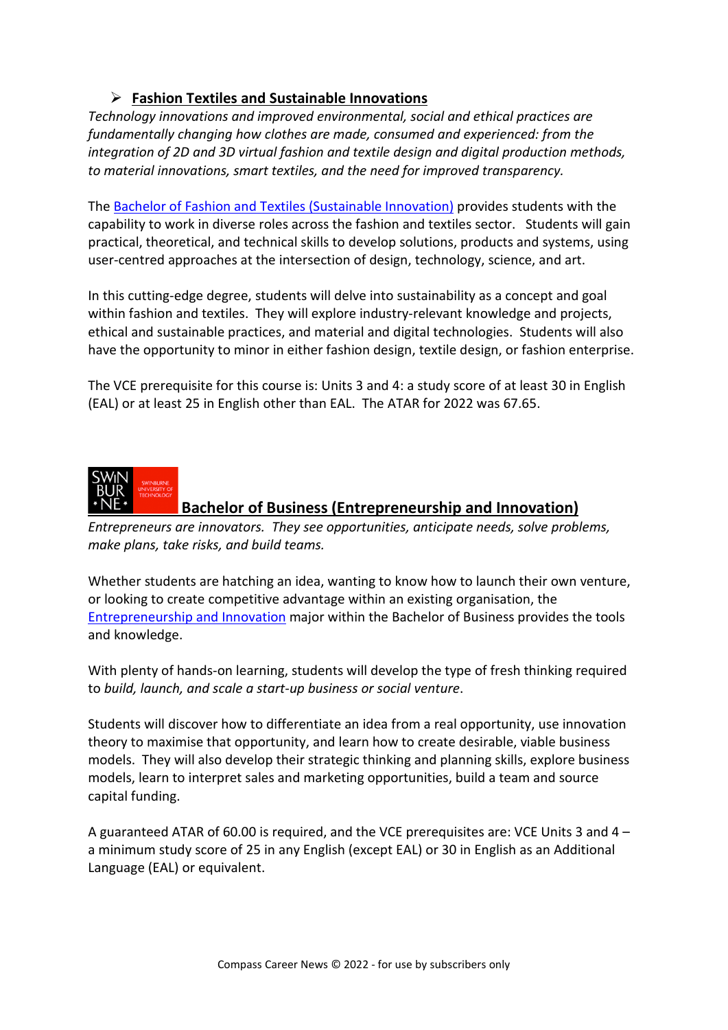- **Fashion Textiles and Sustainable Innovations**

*Technology innovations and improved environmental, social and ethical practices are fundamentally changing how clothes are made, consumed and experienced: from the integration of 2D and 3D virtual fashion and textile design and digital production methods, to material innovations, smart textiles, and the need for improved transparency.*

The Bachelor of Fashion and Textiles (Sustainable Innovation) provides students with the capability to work in diverse roles across the fashion and textiles sector. Students will gain practical, theoretical, and technical skills to develop solutions, products and systems, using user-centred approaches at the intersection of design, technology, science, and art.

In this cutting-edge degree, students will delve into sustainability as a concept and goal within fashion and textiles. They will explore industry-relevant knowledge and projects, ethical and sustainable practices, and material and digital technologies. Students will also have the opportunity to minor in either fashion design, textile design, or fashion enterprise.

The VCE prerequisite for this course is: Units 3 and 4: a study score of at least 30 in English (EAL) or at least 25 in English other than EAL. The ATAR for 2022 was 67.65.

**Bachelor of Business (Entrepreneurship and Innovation)**

*Entrepreneurs are innovators. They see opportunities, anticipate needs, solve problems, make plans, take risks, and build teams.*

Whether students are hatching an idea, wanting to know how to launch their own venture, or looking to create competitive advantage within an existing organisation, the Entrepreneurship and Innovation major within the Bachelor of Business provides the tools and knowledge.

With plenty of hands-on learning, students will develop the type of fresh thinking required to *build, launch, and scale a start-up business or social venture*.

Students will discover how to differentiate an idea from a real opportunity, use innovation theory to maximise that opportunity, and learn how to create desirable, viable business models. They will also develop their strategic thinking and planning skills, explore business models, learn to interpret sales and marketing opportunities, build a team and source capital funding.

A guaranteed ATAR of 60.00 is required, and the VCE prerequisites are: VCE Units 3 and 4 – a minimum study score of 25 in any English (except EAL) or 30 in English as an Additional Language (EAL) or equivalent.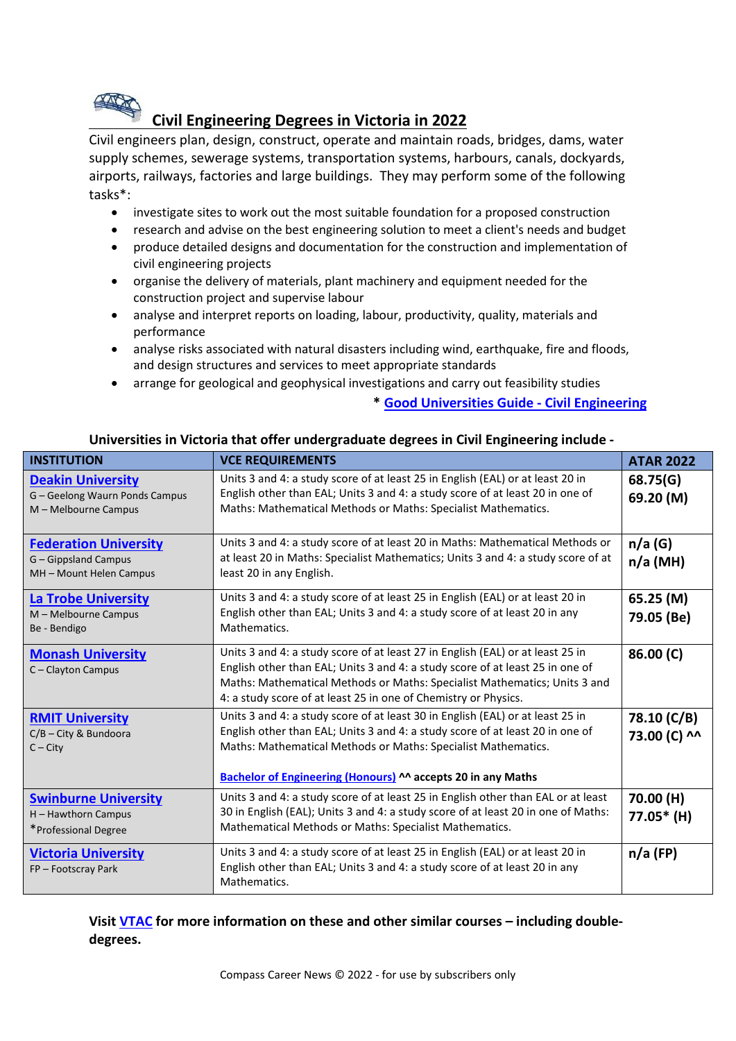# Civil Engineering Degrees in Victoria in 2022

Civil engineers plan, design, construct, operate and maintain roads, bridges, dams, water supply schemes, sewerage systems, transportation systems, harbours, canals, dockyards, airports, railways, factories and large buildings. They may perform some of the following tasks*:

- investigate sites to work out the most suitable foundation for a proposed construction
- research and advise on the best engineering solution to meet a client's needs and budget
- produce detailed designs and documentation for the construction and implementation of civil engineering projects
- organise the delivery of materials, plant machinery and equipment needed for the construction project and supervise labour
- analyse and interpret reports on loading, labour, productivity, quality, materials and performance
- analyse risks associated with natural disasters including wind, earthquake, fire and floods, and design structures and services to meet appropriate standards
- arrange for geological and geophysical investigations and carry out feasibility studies

**\* Good Universities Guide - Civil Engineering**

**Universities in Victoria that offer undergraduate degrees in Civil Engineering include -**

| INSTITUTION | VCE REQUIREMENTS | ATAR 2022 |
|---|---|---|
| **Deakin University**<br>G – Geelong Waurn Ponds Campus<br>M – Melbourne Campus | Units 3 and 4: a study score of at least 25 in English (EAL) or at least 20 in English other than EAL; Units 3 and 4: a study score of at least 20 in one of Maths: Mathematical Methods or Maths: Specialist Mathematics. | **68.75(G)**<br>**69.20 (M)** |
| **Federation University**<br>G – Gippsland Campus<br>MH – Mount Helen Campus | Units 3 and 4: a study score of at least 20 in Maths: Mathematical Methods or at least 20 in Maths: Specialist Mathematics; Units 3 and 4: a study score of at least 20 in any English. | **n/a (G)**<br>**n/a (MH)** |
| **La Trobe University**<br>M – Melbourne Campus<br>Be - Bendigo | Units 3 and 4: a study score of at least 25 in English (EAL) or at least 20 in English other than EAL; Units 3 and 4: a study score of at least 20 in any Mathematics. | **65.25 (M)**<br>**79.05 (Be)** |
| **Monash University**<br>C – Clayton Campus | Units 3 and 4: a study score of at least 27 in English (EAL) or at least 25 in English other than EAL; Units 3 and 4: a study score of at least 25 in one of Maths: Mathematical Methods or Maths: Specialist Mathematics; Units 3 and 4: a study score of at least 25 in one of Chemistry or Physics. | **86.00 (C)** |
| **RMIT University**<br>C/B – City & Bundoora<br>C – City | Units 3 and 4: a study score of at least 30 in English (EAL) or at least 25 in English other than EAL; Units 3 and 4: a study score of at least 20 in one of Maths: Mathematical Methods or Maths: Specialist Mathematics.<br><br>**Bachelor of Engineering (Honours) ^^ accepts 20 in any Maths** | **78.10 (C/B)**<br>**73.00 (C) ^^** |
| **Swinburne University**<br>H – Hawthorn Campus<br>*Professional Degree | Units 3 and 4: a study score of at least 25 in English other than EAL or at least 30 in English (EAL); Units 3 and 4: a study score of at least 20 in one of Maths: Mathematical Methods or Maths: Specialist Mathematics. | **70.00 (H)**<br>**77.05* (H)** |
| **Victoria University**<br>FP – Footscray Park | Units 3 and 4: a study score of at least 25 in English (EAL) or at least 20 in English other than EAL; Units 3 and 4: a study score of at least 20 in any Mathematics. | **n/a (FP)** |

**Visit VTAC for more information on these and other similar courses – including double-degrees.**

Compass Career News © 2022 - for use by subscribers only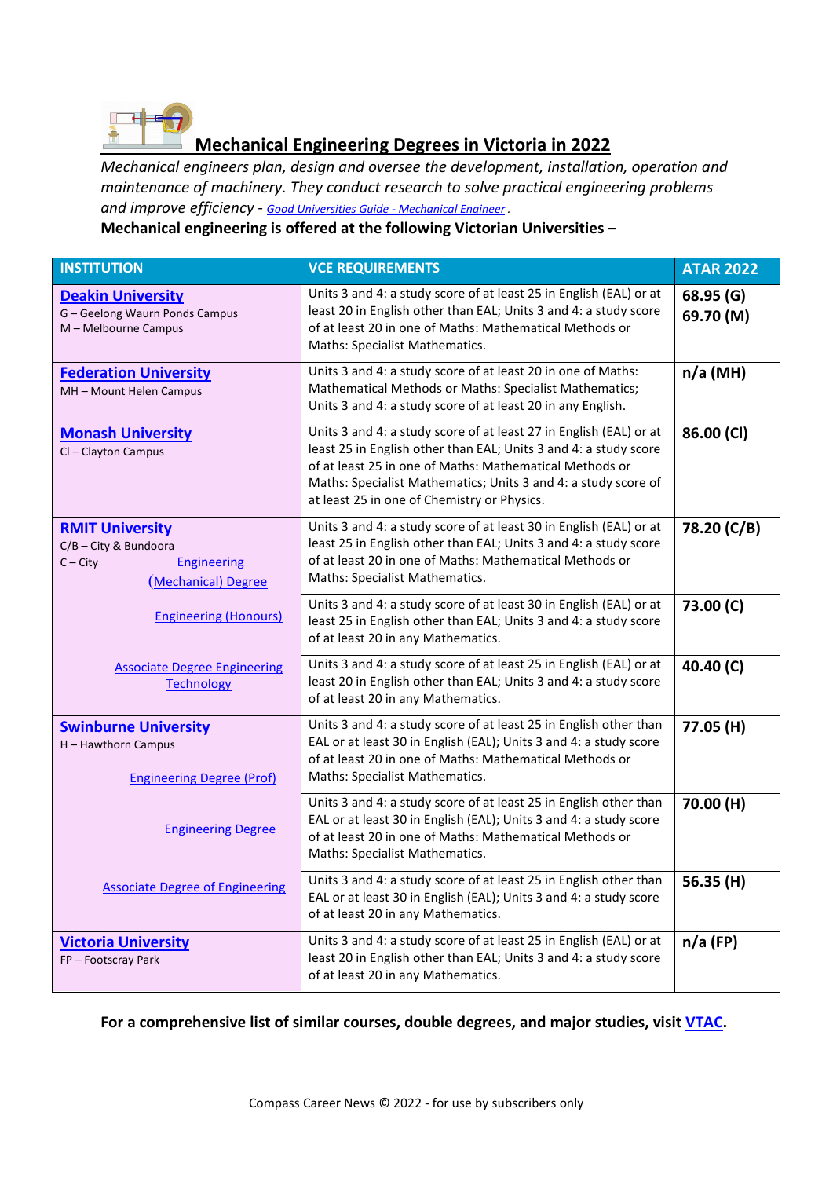# Mechanical Engineering Degrees in Victoria in 2022

*Mechanical engineers plan, design and oversee the development, installation, operation and maintenance of machinery. They conduct research to solve practical engineering problems and improve efficiency - Good Universities Guide - Mechanical Engineer.*

**Mechanical engineering is offered at the following Victorian Universities –**

| INSTITUTION | VCE REQUIREMENTS | ATAR 2022 |
|---|---|---|
| **Deakin University**<br>G – Geelong Waurn Ponds Campus<br>M – Melbourne Campus | Units 3 and 4: a study score of at least 25 in English (EAL) or at least 20 in English other than EAL; Units 3 and 4: a study score of at least 20 in one of Maths: Mathematical Methods or Maths: Specialist Mathematics. | **68.95 (G)**<br>**69.70 (M)** |
| **Federation University**<br>MH – Mount Helen Campus | Units 3 and 4: a study score of at least 20 in one of Maths: Mathematical Methods or Maths: Specialist Mathematics; Units 3 and 4: a study score of at least 20 in any English. | **n/a (MH)** |
| **Monash University**<br>Cl – Clayton Campus | Units 3 and 4: a study score of at least 27 in English (EAL) or at least 25 in English other than EAL; Units 3 and 4: a study score of at least 25 in one of Maths: Mathematical Methods or Maths: Specialist Mathematics; Units 3 and 4: a study score of at least 25 in one of Chemistry or Physics. | **86.00 (Cl)** |
| **RMIT University**<br>C/B – City & Bundoora<br>C – City<br>Engineering (Mechanical) Degree | Units 3 and 4: a study score of at least 30 in English (EAL) or at least 25 in English other than EAL; Units 3 and 4: a study score of at least 20 in one of Maths: Mathematical Methods or Maths: Specialist Mathematics. | **78.20 (C/B)** |
| Engineering (Honours) | Units 3 and 4: a study score of at least 30 in English (EAL) or at least 25 in English other than EAL; Units 3 and 4: a study score of at least 20 in any Mathematics. | **73.00 (C)** |
| Associate Degree Engineering Technology | Units 3 and 4: a study score of at least 25 in English (EAL) or at least 20 in English other than EAL; Units 3 and 4: a study score of at least 20 in any Mathematics. | **40.40 (C)** |
| **Swinburne University**<br>H – Hawthorn Campus<br>Engineering Degree (Prof) | Units 3 and 4: a study score of at least 25 in English other than EAL or at least 30 in English (EAL); Units 3 and 4: a study score of at least 20 in one of Maths: Mathematical Methods or Maths: Specialist Mathematics. | **77.05 (H)** |
| Engineering Degree | Units 3 and 4: a study score of at least 25 in English other than EAL or at least 30 in English (EAL); Units 3 and 4: a study score of at least 20 in one of Maths: Mathematical Methods or Maths: Specialist Mathematics. | **70.00 (H)** |
| Associate Degree of Engineering | Units 3 and 4: a study score of at least 25 in English other than EAL or at least 30 in English (EAL); Units 3 and 4: a study score of at least 20 in any Mathematics. | **56.35 (H)** |
| **Victoria University**<br>FP – Footscray Park | Units 3 and 4: a study score of at least 25 in English (EAL) or at least 20 in English other than EAL; Units 3 and 4: a study score of at least 20 in any Mathematics. | **n/a (FP)** |

**For a comprehensive list of similar courses, double degrees, and major studies, visit VTAC.**

Compass Career News © 2022 - for use by subscribers only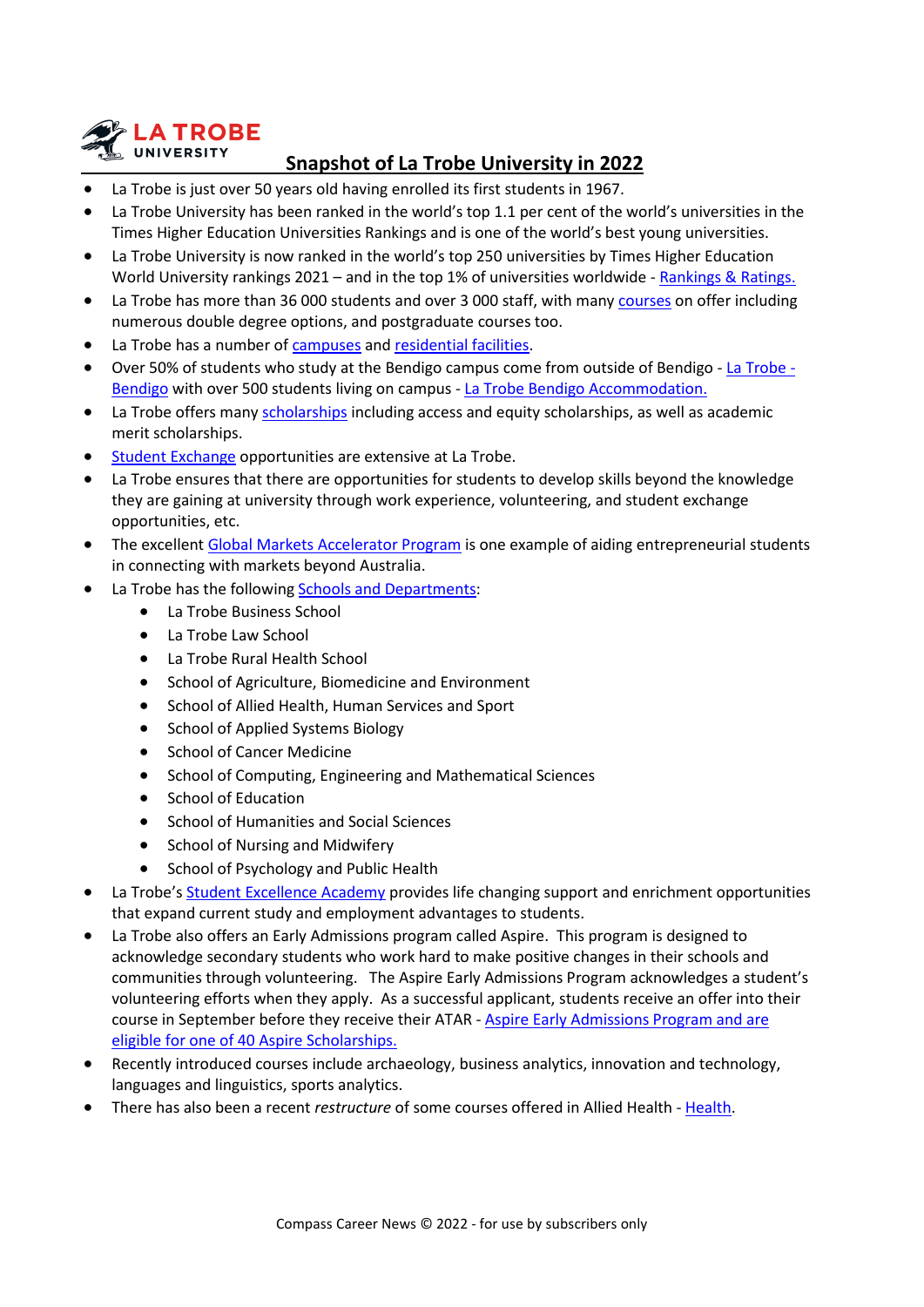## Snapshot of La Trobe University in 2022

- La Trobe is just over 50 years old having enrolled its first students in 1967.
- La Trobe University has been ranked in the world's top 1.1 per cent of the world's universities in the Times Higher Education Universities Rankings and is one of the world's best young universities.
- La Trobe University is now ranked in the world's top 250 universities by Times Higher Education World University rankings 2021 – and in the top 1% of universities worldwide - Rankings & Ratings.
- La Trobe has more than 36 000 students and over 3 000 staff, with many courses on offer including numerous double degree options, and postgraduate courses too.
- La Trobe has a number of campuses and residential facilities.
- Over 50% of students who study at the Bendigo campus come from outside of Bendigo - La Trobe - Bendigo with over 500 students living on campus - La Trobe Bendigo Accommodation.
- La Trobe offers many scholarships including access and equity scholarships, as well as academic merit scholarships.
- Student Exchange opportunities are extensive at La Trobe.
- La Trobe ensures that there are opportunities for students to develop skills beyond the knowledge they are gaining at university through work experience, volunteering, and student exchange opportunities, etc.
- The excellent Global Markets Accelerator Program is one example of aiding entrepreneurial students in connecting with markets beyond Australia.
- La Trobe has the following Schools and Departments:
  - La Trobe Business School
  - La Trobe Law School
  - La Trobe Rural Health School
  - School of Agriculture, Biomedicine and Environment
  - School of Allied Health, Human Services and Sport
  - School of Applied Systems Biology
  - School of Cancer Medicine
  - School of Computing, Engineering and Mathematical Sciences
  - School of Education
  - School of Humanities and Social Sciences
  - School of Nursing and Midwifery
  - School of Psychology and Public Health
- La Trobe's Student Excellence Academy provides life changing support and enrichment opportunities that expand current study and employment advantages to students.
- La Trobe also offers an Early Admissions program called Aspire. This program is designed to acknowledge secondary students who work hard to make positive changes in their schools and communities through volunteering. The Aspire Early Admissions Program acknowledges a student's volunteering efforts when they apply. As a successful applicant, students receive an offer into their course in September before they receive their ATAR - Aspire Early Admissions Program and are eligible for one of 40 Aspire Scholarships.
- Recently introduced courses include archaeology, business analytics, innovation and technology, languages and linguistics, sports analytics.
- There has also been a recent *restructure* of some courses offered in Allied Health - Health.

Compass Career News © 2022 - for use by subscribers only